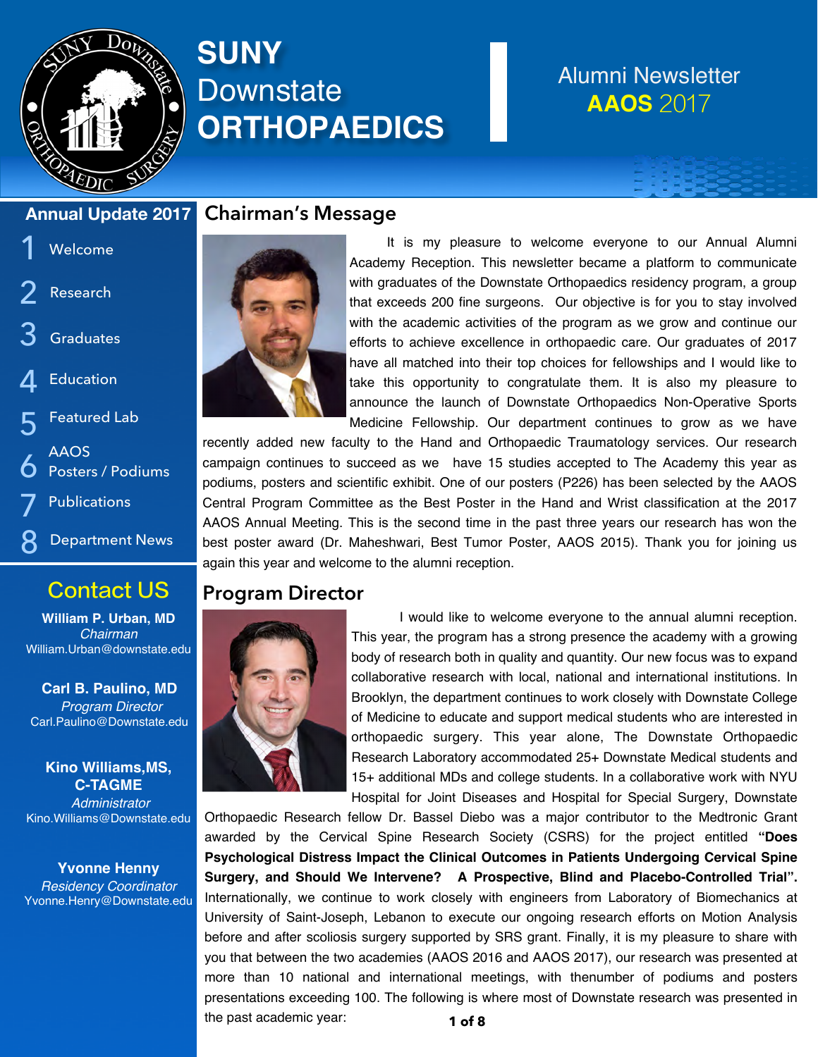# SUNY Downstate ORTHOPAEDICS

Alumni Newsletter **AAOS** 2017

## Annual Update 2017

1. Welcome
2. Research
3. Graduates
4. Education
5. Featured Lab
6. AAOS Posters / Podiums
7. Publications
8. Department News

## Contact US

**William P. Urban, MD**
*Chairman*
William.Urban@downstate.edu

**Carl B. Paulino, MD**
*Program Director*
Carl.Paulino@Downstate.edu

**Kino Williams,MS, C-TAGME**
*Administrator*
Kino.Williams@Downstate.edu

**Yvonne Henny**
*Residency Coordinator*
Yvonne.Henry@Downstate.edu

## Chairman's Message

It is my pleasure to welcome everyone to our Annual Alumni Academy Reception. This newsletter became a platform to communicate with graduates of the Downstate Orthopaedics residency program, a group that exceeds 200 fine surgeons. Our objective is for you to stay involved with the academic activities of the program as we grow and continue our efforts to achieve excellence in orthopaedic care. Our graduates of 2017 have all matched into their top choices for fellowships and I would like to take this opportunity to congratulate them. It is also my pleasure to announce the launch of Downstate Orthopaedics Non-Operative Sports Medicine Fellowship. Our department continues to grow as we have recently added new faculty to the Hand and Orthopaedic Traumatology services. Our research campaign continues to succeed as we have 15 studies accepted to The Academy this year as podiums, posters and scientific exhibit. One of our posters (P226) has been selected by the AAOS Central Program Committee as the Best Poster in the Hand and Wrist classification at the 2017 AAOS Annual Meeting. This is the second time in the past three years our research has won the best poster award (Dr. Maheshwari, Best Tumor Poster, AAOS 2015). Thank you for joining us again this year and welcome to the alumni reception.

## Program Director

I would like to welcome everyone to the annual alumni reception. This year, the program has a strong presence the academy with a growing body of research both in quality and quantity. Our new focus was to expand collaborative research with local, national and international institutions. In Brooklyn, the department continues to work closely with Downstate College of Medicine to educate and support medical students who are interested in orthopaedic surgery. This year alone, The Downstate Orthopaedic Research Laboratory accommodated 25+ Downstate Medical students and 15+ additional MDs and college students. In a collaborative work with NYU Hospital for Joint Diseases and Hospital for Special Surgery, Downstate Orthopaedic Research fellow Dr. Bassel Diebo was a major contributor to the Medtronic Grant awarded by the Cervical Spine Research Society (CSRS) for the project entitled **"Does Psychological Distress Impact the Clinical Outcomes in Patients Undergoing Cervical Spine Surgery, and Should We Intervene? A Prospective, Blind and Placebo-Controlled Trial".** Internationally, we continue to work closely with engineers from Laboratory of Biomechanics at University of Saint-Joseph, Lebanon to execute our ongoing research efforts on Motion Analysis before and after scoliosis surgery supported by SRS grant. Finally, it is my pleasure to share with you that between the two academies (AAOS 2016 and AAOS 2017), our research was presented at more than 10 national and international meetings, with thenumber of podiums and posters presentations exceeding 100. The following is where most of Downstate research was presented in the past academic year: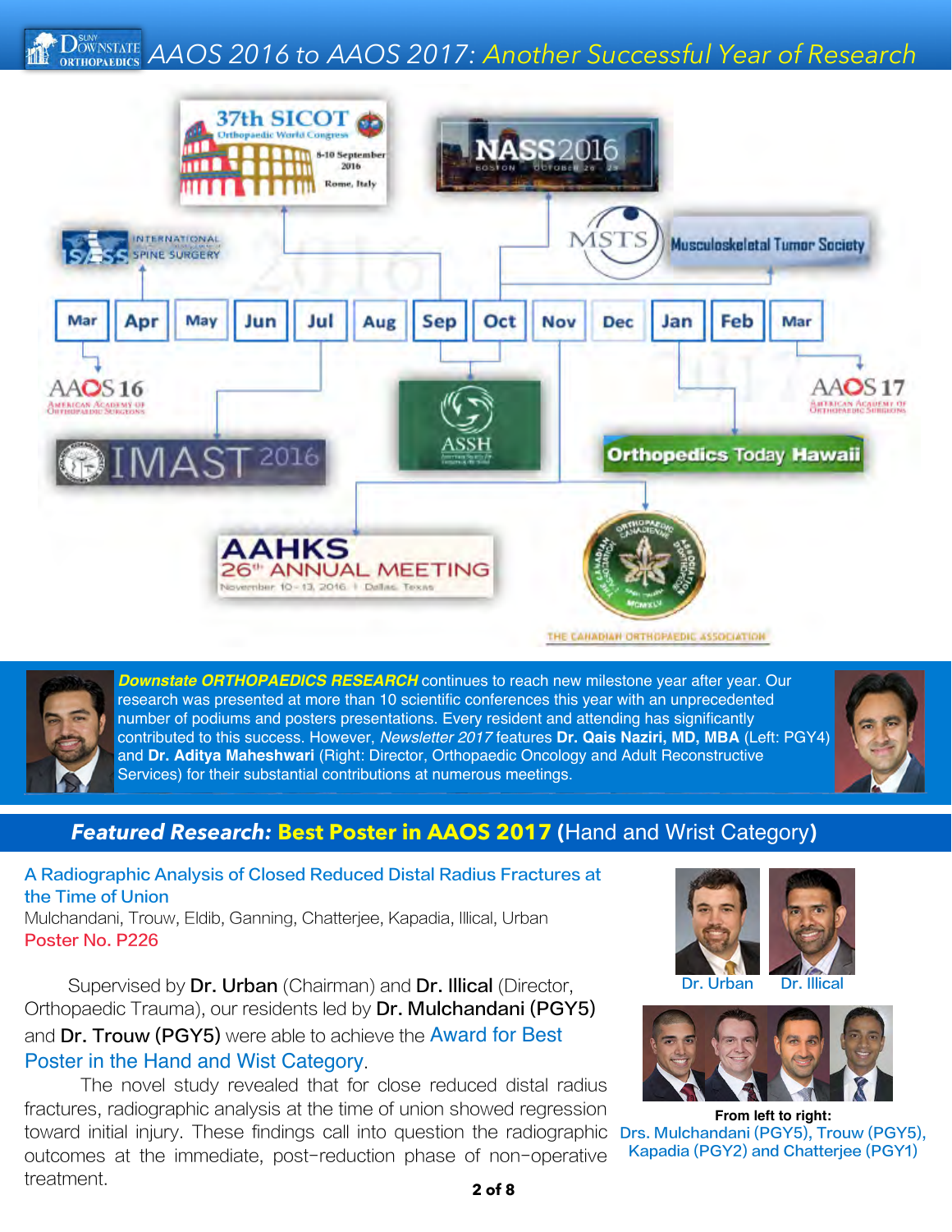# AAOS 2016 to AAOS 2017: *Another Successful Year of Research*

Mar | Apr | May | Jun | Jul | Aug | Sep | Oct | Nov | Dec | Jan | Feb | Mar

AAOS 16 — ISASS International Spine Surgery — IMAST 2016 — 37th SICOT Orthopaedic World Congress, 8-10 September 2016, Rome, Italy — ASSH — NASS 2016 Boston — MSTS Musculoskeletal Tumor Society — AAHKS 26th Annual Meeting, November 10-13, 2016, Dallas, Texas — The Canadian Orthopaedic Association — Orthopedics Today Hawaii — AAOS 17

***Downstate ORTHOPAEDICS RESEARCH*** continues to reach new milestone year after year. Our research was presented at more than 10 scientific conferences this year with an unprecedented number of podiums and posters presentations. Every resident and attending has significantly contributed to this success. However, *Newsletter 2017* features **Dr. Qais Naziri, MD, MBA** (Left: PGY4) and **Dr. Aditya Maheshwari** (Right: Director, Orthopaedic Oncology and Adult Reconstructive Services) for their substantial contributions at numerous meetings.

## *Featured Research:* Best Poster in AAOS 2017 (Hand and Wrist Category)

**A Radiographic Analysis of Closed Reduced Distal Radius Fractures at the Time of Union**

Mulchandani, Trouw, Eldib, Ganning, Chatterjee, Kapadia, Illical, Urban

Poster No. P226

Supervised by **Dr. Urban** (Chairman) and **Dr. Illical** (Director, Orthopaedic Trauma), our residents led by **Dr. Mulchandani (PGY5)** and **Dr. Trouw (PGY5)** were able to achieve the Award for Best Poster in the Hand and Wist Category.

The novel study revealed that for close reduced distal radius fractures, radiographic analysis at the time of union showed regression toward initial injury. These findings call into question the radiographic outcomes at the immediate, post-reduction phase of non-operative treatment.

Dr. Urban   Dr. Illical

**From left to right:**
Drs. Mulchandani (PGY5), Trouw (PGY5), Kapadia (PGY2) and Chatterjee (PGY1)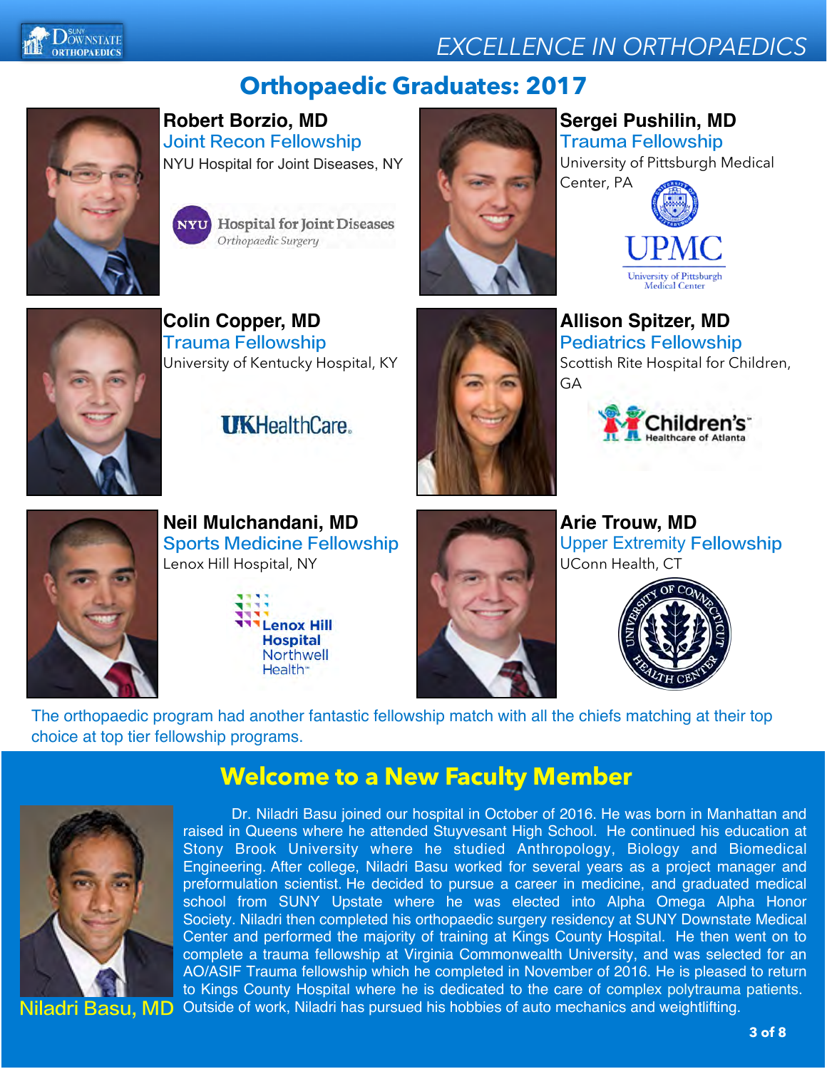# EXCELLENCE IN ORTHOPAEDICS

## Orthopaedic Graduates: 2017

**Robert Borzio, MD**
Joint Recon Fellowship
NYU Hospital for Joint Diseases, NY

**Sergei Pushilin, MD**
Trauma Fellowship
University of Pittsburgh Medical Center, PA

**Colin Copper, MD**
Trauma Fellowship
University of Kentucky Hospital, KY

**Allison Spitzer, MD**
Pediatrics Fellowship
Scottish Rite Hospital for Children, GA

**Neil Mulchandani, MD**
Sports Medicine Fellowship
Lenox Hill Hospital, NY

**Arie Trouw, MD**
Upper Extremity Fellowship
UConn Health, CT

The orthopaedic program had another fantastic fellowship match with all the chiefs matching at their top choice at top tier fellowship programs.

## Welcome to a New Faculty Member

Niladri Basu, MD

Dr. Niladri Basu joined our hospital in October of 2016. He was born in Manhattan and raised in Queens where he attended Stuyvesant High School. He continued his education at Stony Brook University where he studied Anthropology, Biology and Biomedical Engineering. After college, Niladri Basu worked for several years as a project manager and preformulation scientist. He decided to pursue a career in medicine, and graduated medical school from SUNY Upstate where he was elected into Alpha Omega Alpha Honor Society. Niladri then completed his orthopaedic surgery residency at SUNY Downstate Medical Center and performed the majority of training at Kings County Hospital. He then went on to complete a trauma fellowship at Virginia Commonwealth University, and was selected for an AO/ASIF Trauma fellowship which he completed in November of 2016. He is pleased to return to Kings County Hospital where he is dedicated to the care of complex polytrauma patients. Outside of work, Niladri has pursued his hobbies of auto mechanics and weightlifting.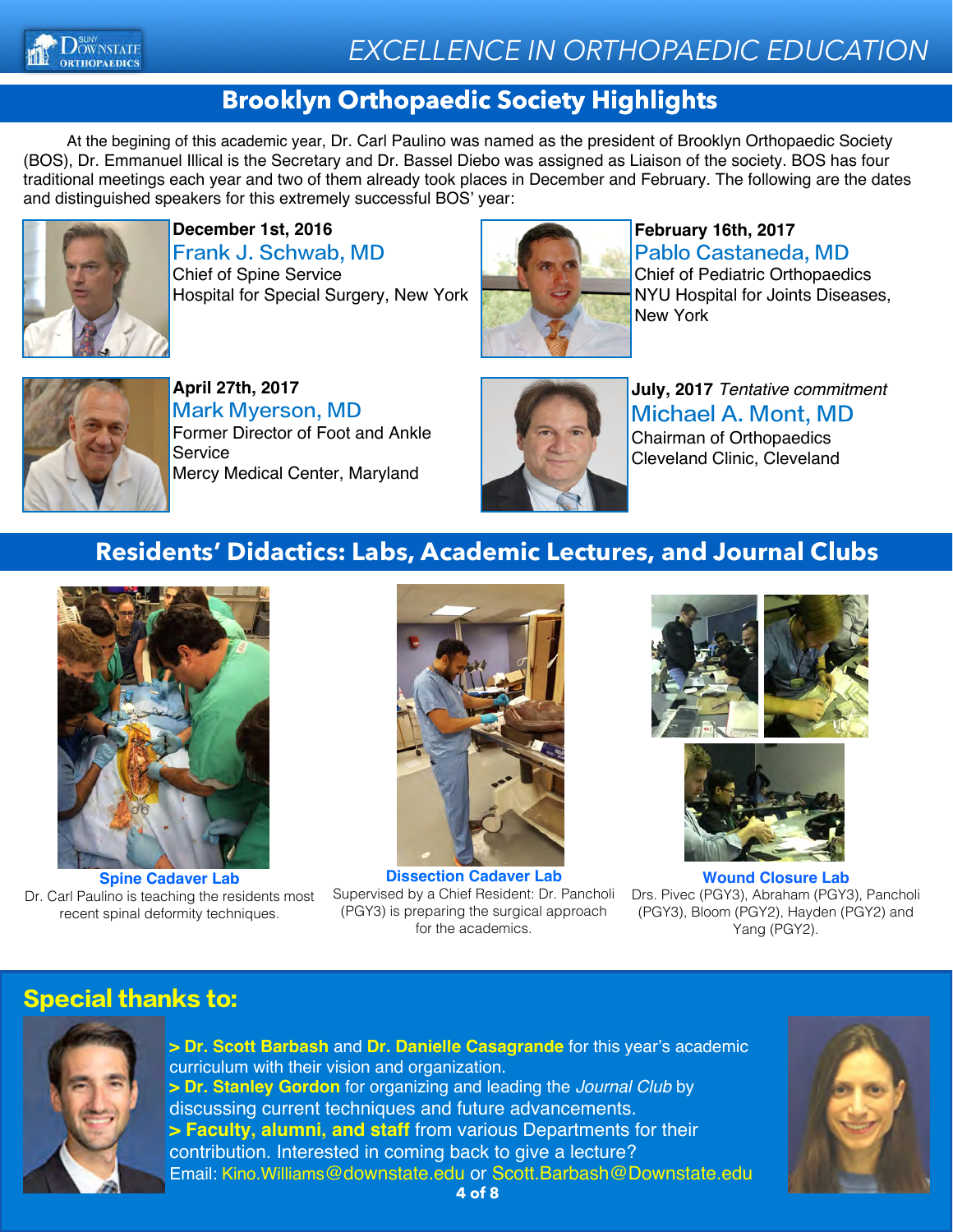## Brooklyn Orthopaedic Society Highlights

At the begining of this academic year, Dr. Carl Paulino was named as the president of Brooklyn Orthopaedic Society (BOS), Dr. Emmanuel Illical is the Secretary and Dr. Bassel Diebo was assigned as Liaison of the society. BOS has four traditional meetings each year and two of them already took places in December and February. The following are the dates and distinguished speakers for this extremely successful BOS' year:

**December 1st, 2016**
Frank J. Schwab, MD
Chief of Spine Service
Hospital for Special Surgery, New York

**February 16th, 2017**
Pablo Castaneda, MD
Chief of Pediatric Orthopaedics
NYU Hospital for Joints Diseases, New York

**April 27th, 2017**
Mark Myerson, MD
Former Director of Foot and Ankle Service
Mercy Medical Center, Maryland

**July, 2017** *Tentative commitment*
Michael A. Mont, MD
Chairman of Orthopaedics
Cleveland Clinic, Cleveland

## Residents' Didactics: Labs, Academic Lectures, and Journal Clubs

**Spine Cadaver Lab**
Dr. Carl Paulino is teaching the residents most recent spinal deformity techniques.

**Dissection Cadaver Lab**
Supervised by a Chief Resident: Dr. Pancholi (PGY3) is preparing the surgical approach for the academics.

**Wound Closure Lab**
Drs. Pivec (PGY3), Abraham (PGY3), Pancholi (PGY3), Bloom (PGY2), Hayden (PGY2) and Yang (PGY2).

## Special thanks to:

> **Dr. Scott Barbash** and **Dr. Danielle Casagrande** for this year's academic curriculum with their vision and organization.

> **Dr. Stanley Gordon** for organizing and leading the *Journal Club* by discussing current techniques and future advancements.

> **Faculty, alumni, and staff** from various Departments for their contribution. Interested in coming back to give a lecture?

Email: Kino.Williams@downstate.edu or Scott.Barbash@Downstate.edu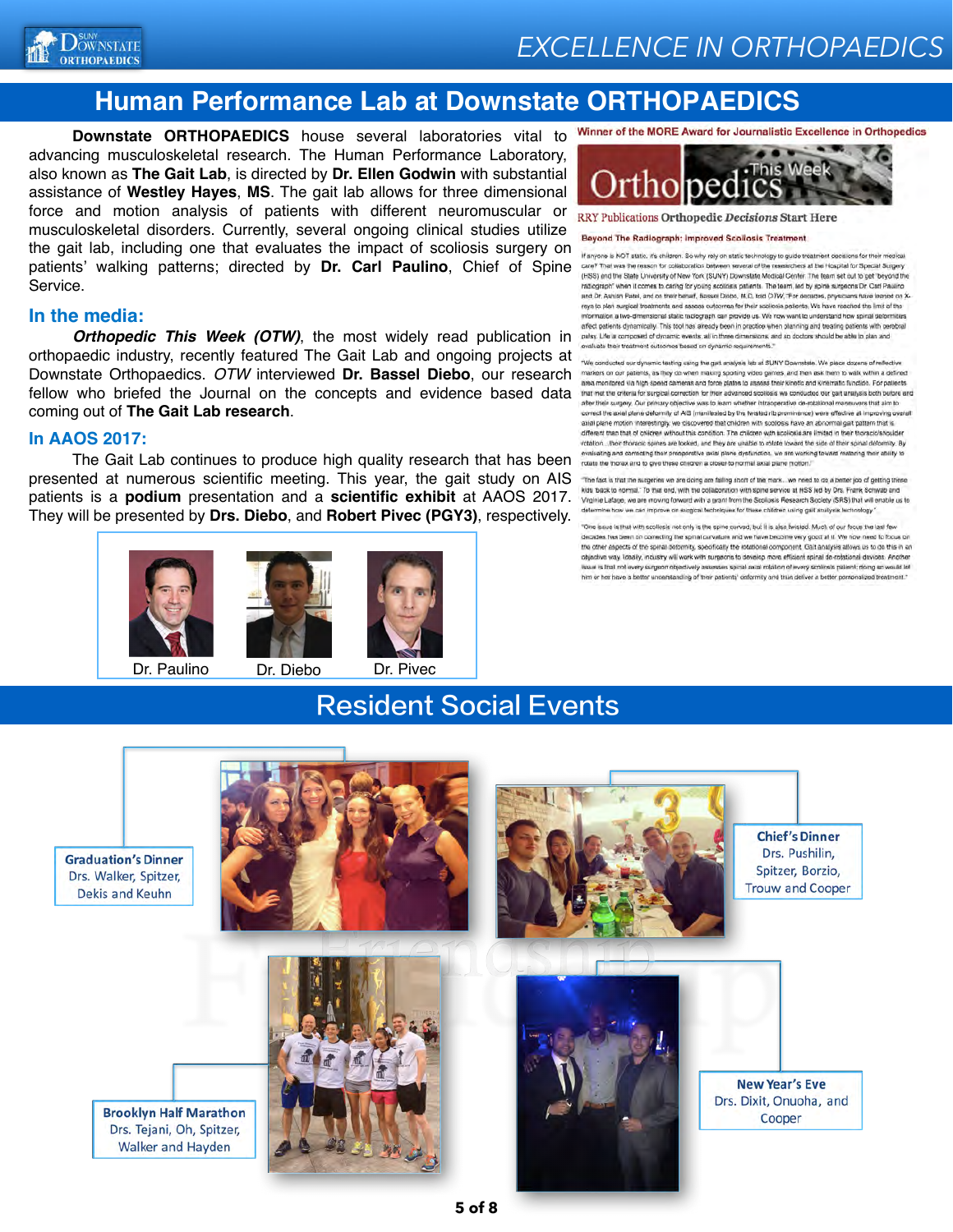# Human Performance Lab at Downstate ORTHOPAEDICS

**Downstate ORTHOPAEDICS** house several laboratories vital to advancing musculoskeletal research. The Human Performance Laboratory, also known as **The Gait Lab**, is directed by **Dr. Ellen Godwin** with substantial assistance of **Westley Hayes**, **MS**. The gait lab allows for three dimensional force and motion analysis of patients with different neuromuscular or musculoskeletal disorders. Currently, several ongoing clinical studies utilize the gait lab, including one that evaluates the impact of scoliosis surgery on patients' walking patterns; directed by **Dr. Carl Paulino**, Chief of Spine Service.

## In the media:

***Orthopedic This Week (OTW)***, the most widely read publication in orthopaedic industry, recently featured The Gait Lab and ongoing projects at Downstate Orthopaedics. *OTW* interviewed **Dr. Bassel Diebo**, our research fellow who briefed the Journal on the concepts and evidence based data coming out of **The Gait Lab research**.

## In AAOS 2017:

The Gait Lab continues to produce high quality research that has been presented at numerous scientific meeting. This year, the gait study on AIS patients is a **podium** presentation and a **scientific exhibit** at AAOS 2017. They will be presented by **Drs. Diebo**, and **Robert Pivec (PGY3)**, respectively.

Dr. Paulino | Dr. Diebo | Dr. Pivec

Winner of the MORE Award for Journalistic Excellence in Orthopedics

Orthopedics This Week

RRY Publications Orthopedic *Decisions* Start Here

**Beyond The Radiograph: Improved Scoliosis Treatment**

If anyone is NOT static, it's children. So why rely on static technology to guide treatment decisions for their medical care? That was the reason for collaboration between several of the researchers at the Hospital for Special Surgery (HSS) and the State University of New York (SUNY) Downstate Medical Center. The team set out to get 'beyond the radiograph' when it comes to caring for young scoliosis patients. The team, led by spine surgeons Dr. Carl Paulino and Dr. Ashish Patel, and on their behalf, Bassel Diebo, M.D., told OTW, "For decades, physicians have leaned on X-rays to plan surgical treatments and assess outcomes for their scoliosis patients. We have reached the limit of the information a two-dimensional static radiograph can provide us. We now want to understand how spinal deformities affect patients dynamically. This tool has already been in practice when planning and treating patients with cerebral palsy. Life is composed of dynamic events, all in three dimensions, and so doctors should be able to plan and evaluate their treatment outcomes based on dynamic requirements."

"We conducted our dynamic testing using the gait analysis lab at SUNY Downstate. We place dozens of reflective markers on our patients, as they do when making sporting video games, and then ask them to walk within a defined area monitored via high speed cameras and force plates to assess their kinetic and kinematic function. For patients that met the criteria for surgical correction for their advanced scoliosis we conducted our gait analysis both before and after their surgery. Our primary objective was to learn whether intraoperative de-rotational maneuvers that aim to correct the axial plane deformity of AIS (manifested by the twisted rib prominence) were effective at improving overall axial plane motion. Interestingly, we discovered that children with scoliosis have an abnormal gait pattern that is different than that of children without this condition. The children with scoliosis are limited in their thoracic/shoulder rotation…their thoracic spines are locked, and they are unable to rotate toward the side of their spinal deformity. By evaluating and correcting their preoperative axial plane dysfunction, we are working toward restoring their ability to rotate the thorax and to give these children a closer to normal axial plane motion."

"The fact is that the surgeries we are doing are falling short of the mark…we need to do a better job of getting these kids 'back to normal.' To that end, with the collaboration with spine service at HSS led by Drs. Frank Schwab and Virginie Lafage, we are moving forward with a grant from the Scoliosis Research Society (SRS) that will enable us to determine how we can improve our surgical techniques for these children using gait analysis technology."

"One issue is that with scoliosis not only is the spine curved, but it is also twisted. Much of our focus the last few decades has been on correcting the spinal curvature and we have become very good at it. We now need to focus on the other aspects of the spinal deformity, specifically the rotational component. Gait analysis allows us to do this in an objective way. Ideally, industry will work with surgeons to develop more efficient spinal de-rotational devices. Another issue is that not every surgeon objectively assesses spinal axial rotation of every scoliosis patient; doing so would let him or her have a better understanding of their patients' deformity and thus deliver a better personalized treatment."

# Resident Social Events

**Graduation's Dinner**
Drs. Walker, Spitzer, Dekis and Keuhn

**Chief's Dinner**
Drs. Pushilin, Spitzer, Borzio, Trouw and Cooper

**Brooklyn Half Marathon**
Drs. Tejani, Oh, Spitzer, Walker and Hayden

**New Year's Eve**
Drs. Dixit, Onuoha, and Cooper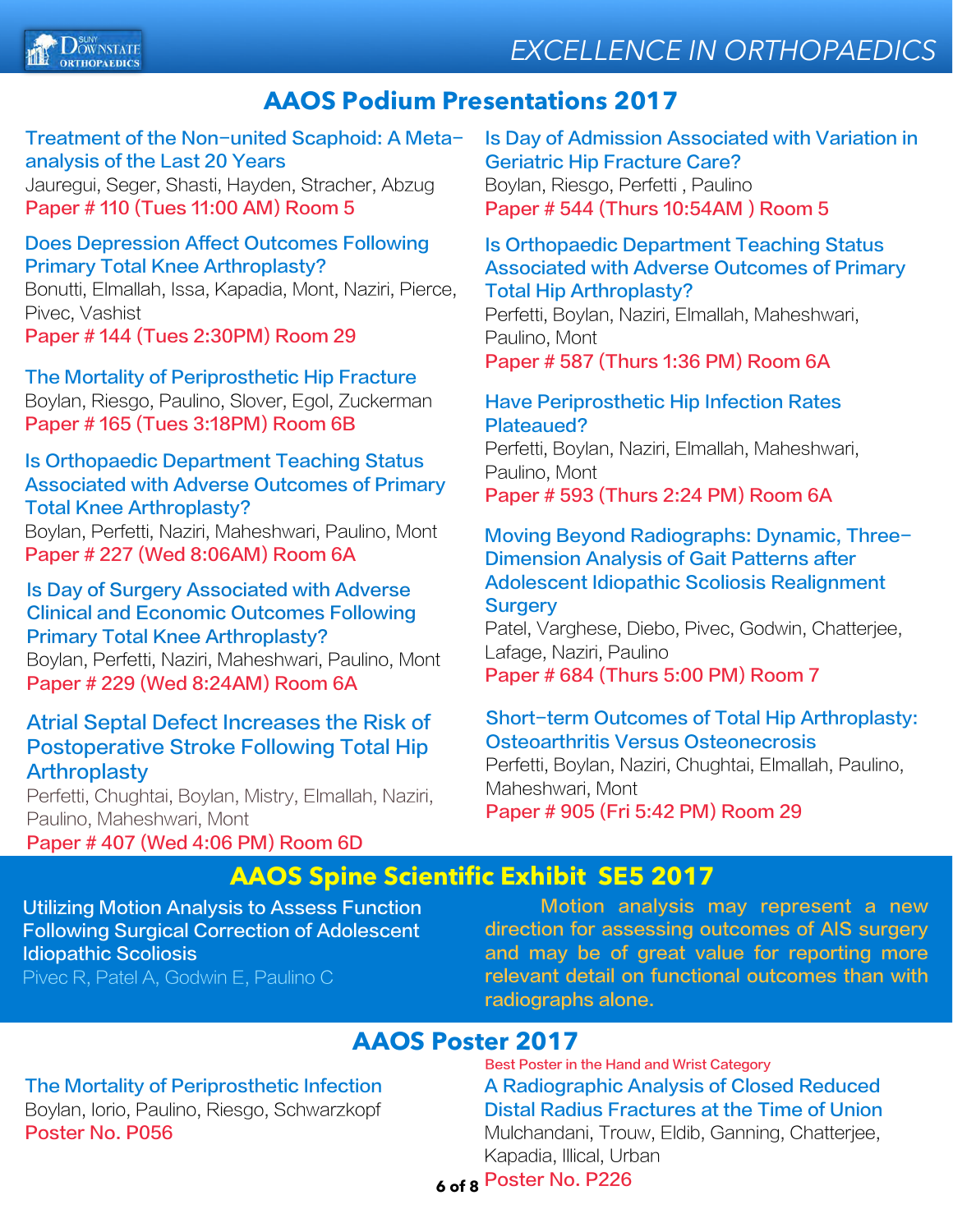## AAOS Podium Presentations 2017

**Treatment of the Non-united Scaphoid: A Meta-analysis of the Last 20 Years**
Jauregui, Seger, Shasti, Hayden, Stracher, Abzug
Paper # 110 (Tues 11:00 AM) Room 5

**Does Depression Affect Outcomes Following Primary Total Knee Arthroplasty?**
Bonutti, Elmallah, Issa, Kapadia, Mont, Naziri, Pierce, Pivec, Vashist
Paper # 144 (Tues 2:30PM) Room 29

**The Mortality of Periprosthetic Hip Fracture**
Boylan, Riesgo, Paulino, Slover, Egol, Zuckerman
Paper # 165 (Tues 3:18PM) Room 6B

**Is Orthopaedic Department Teaching Status Associated with Adverse Outcomes of Primary Total Knee Arthroplasty?**
Boylan, Perfetti, Naziri, Maheshwari, Paulino, Mont
Paper # 227 (Wed 8:06AM) Room 6A

**Is Day of Surgery Associated with Adverse Clinical and Economic Outcomes Following Primary Total Knee Arthroplasty?**
Boylan, Perfetti, Naziri, Maheshwari, Paulino, Mont
Paper # 229 (Wed 8:24AM) Room 6A

**Atrial Septal Defect Increases the Risk of Postoperative Stroke Following Total Hip Arthroplasty**
Perfetti, Chughtai, Boylan, Mistry, Elmallah, Naziri, Paulino, Maheshwari, Mont
Paper # 407 (Wed 4:06 PM) Room 6D

**Is Day of Admission Associated with Variation in Geriatric Hip Fracture Care?**
Boylan, Riesgo, Perfetti , Paulino
Paper # 544 (Thurs 10:54AM ) Room 5

**Is Orthopaedic Department Teaching Status Associated with Adverse Outcomes of Primary Total Hip Arthroplasty?**
Perfetti, Boylan, Naziri, Elmallah, Maheshwari, Paulino, Mont
Paper # 587 (Thurs 1:36 PM) Room 6A

**Have Periprosthetic Hip Infection Rates Plateaued?**
Perfetti, Boylan, Naziri, Elmallah, Maheshwari, Paulino, Mont
Paper # 593 (Thurs 2:24 PM) Room 6A

**Moving Beyond Radiographs: Dynamic, Three-Dimension Analysis of Gait Patterns after Adolescent Idiopathic Scoliosis Realignment Surgery**
Patel, Varghese, Diebo, Pivec, Godwin, Chatterjee, Lafage, Naziri, Paulino
Paper # 684 (Thurs 5:00 PM) Room 7

**Short-term Outcomes of Total Hip Arthroplasty: Osteoarthritis Versus Osteonecrosis**
Perfetti, Boylan, Naziri, Chughtai, Elmallah, Paulino, Maheshwari, Mont
Paper # 905 (Fri 5:42 PM) Room 29

## AAOS Spine Scientific Exhibit SE5 2017

**Utilizing Motion Analysis to Assess Function Following Surgical Correction of Adolescent Idiopathic Scoliosis**
Pivec R, Patel A, Godwin E, Paulino C

Motion analysis may represent a new direction for assessing outcomes of AIS surgery and may be of great value for reporting more relevant detail on functional outcomes than with radiographs alone.

## AAOS Poster 2017

**The Mortality of Periprosthetic Infection**
Boylan, Iorio, Paulino, Riesgo, Schwarzkopf
Poster No. P056

Best Poster in the Hand and Wrist Category

**A Radiographic Analysis of Closed Reduced Distal Radius Fractures at the Time of Union**
Mulchandani, Trouw, Eldib, Ganning, Chatterjee, Kapadia, Illical, Urban
Poster No. P226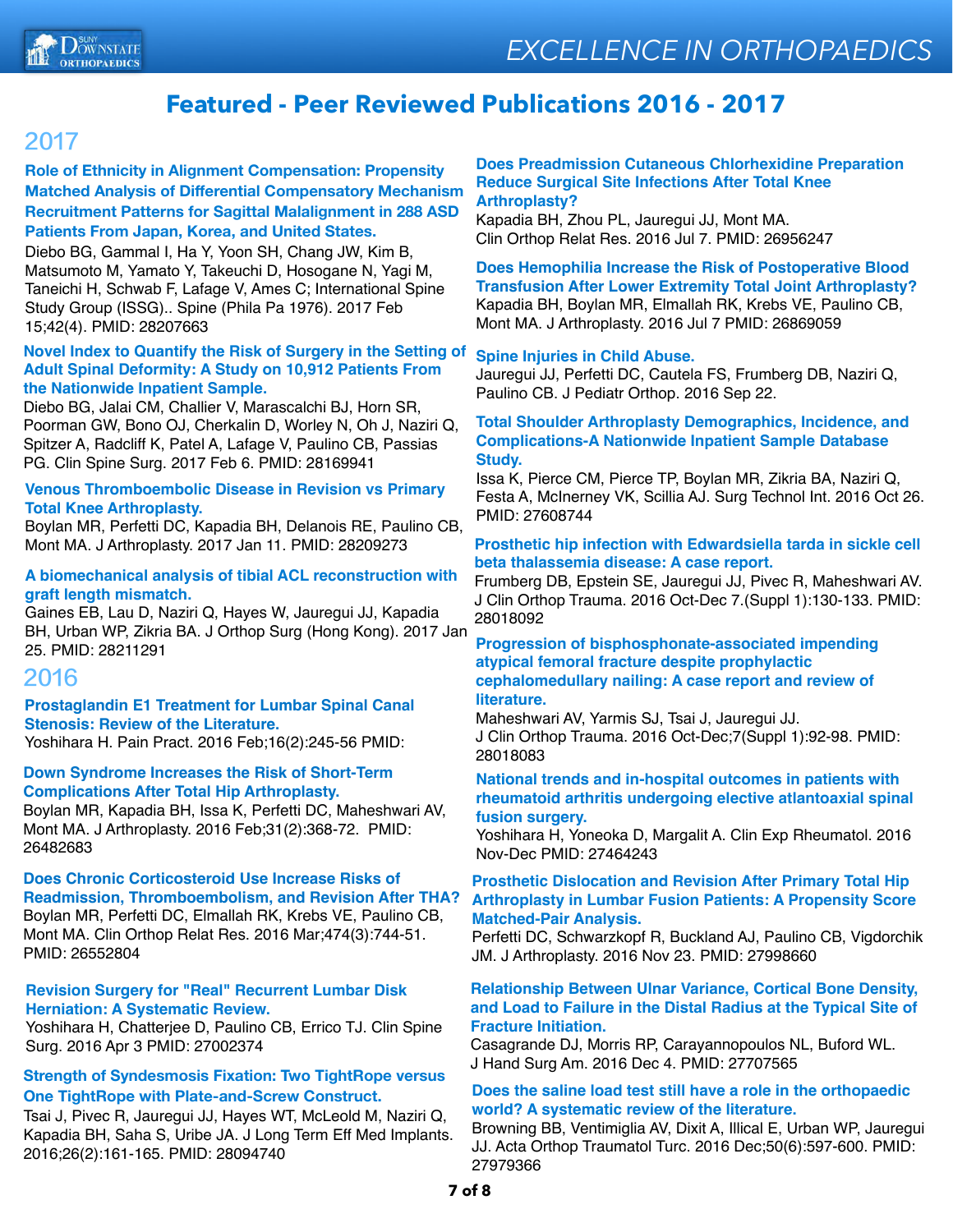# Featured - Peer Reviewed Publications 2016 - 2017

## 2017

**Role of Ethnicity in Alignment Compensation: Propensity Matched Analysis of Differential Compensatory Mechanism Recruitment Patterns for Sagittal Malalignment in 288 ASD Patients From Japan, Korea, and United States.**
Diebo BG, Gammal I, Ha Y, Yoon SH, Chang JW, Kim B, Matsumoto M, Yamato Y, Takeuchi D, Hosogane N, Yagi M, Taneichi H, Schwab F, Lafage V, Ames C; International Spine Study Group (ISSG).. Spine (Phila Pa 1976). 2017 Feb 15;42(4). PMID: 28207663

**Novel Index to Quantify the Risk of Surgery in the Setting of Adult Spinal Deformity: A Study on 10,912 Patients From the Nationwide Inpatient Sample.**
Diebo BG, Jalai CM, Challier V, Marascalchi BJ, Horn SR, Poorman GW, Bono OJ, Cherkalin D, Worley N, Oh J, Naziri Q, Spitzer A, Radcliff K, Patel A, Lafage V, Paulino CB, Passias PG. Clin Spine Surg. 2017 Feb 6. PMID: 28169941

**Venous Thromboembolic Disease in Revision vs Primary Total Knee Arthroplasty.**
Boylan MR, Perfetti DC, Kapadia BH, Delanois RE, Paulino CB, Mont MA. J Arthroplasty. 2017 Jan 11. PMID: 28209273

**A biomechanical analysis of tibial ACL reconstruction with graft length mismatch.**
Gaines EB, Lau D, Naziri Q, Hayes W, Jauregui JJ, Kapadia BH, Urban WP, Zikria BA. J Orthop Surg (Hong Kong). 2017 Jan 25. PMID: 28211291

## 2016

**Prostaglandin E1 Treatment for Lumbar Spinal Canal Stenosis: Review of the Literature.**
Yoshihara H. Pain Pract. 2016 Feb;16(2):245-56 PMID:

**Down Syndrome Increases the Risk of Short-Term Complications After Total Hip Arthroplasty.**
Boylan MR, Kapadia BH, Issa K, Perfetti DC, Maheshwari AV, Mont MA. J Arthroplasty. 2016 Feb;31(2):368-72. PMID: 26482683

**Does Chronic Corticosteroid Use Increase Risks of Readmission, Thromboembolism, and Revision After THA?**
Boylan MR, Perfetti DC, Elmallah RK, Krebs VE, Paulino CB, Mont MA. Clin Orthop Relat Res. 2016 Mar;474(3):744-51. PMID: 26552804

**Revision Surgery for "Real" Recurrent Lumbar Disk Herniation: A Systematic Review.**
Yoshihara H, Chatterjee D, Paulino CB, Errico TJ. Clin Spine Surg. 2016 Apr 3 PMID: 27002374

**Strength of Syndesmosis Fixation: Two TightRope versus One TightRope with Plate-and-Screw Construct.**
Tsai J, Pivec R, Jauregui JJ, Hayes WT, McLeold M, Naziri Q, Kapadia BH, Saha S, Uribe JA. J Long Term Eff Med Implants. 2016;26(2):161-165. PMID: 28094740

**Does Preadmission Cutaneous Chlorhexidine Preparation Reduce Surgical Site Infections After Total Knee Arthroplasty?**
Kapadia BH, Zhou PL, Jauregui JJ, Mont MA. Clin Orthop Relat Res. 2016 Jul 7. PMID: 26956247

**Does Hemophilia Increase the Risk of Postoperative Blood Transfusion After Lower Extremity Total Joint Arthroplasty?**
Kapadia BH, Boylan MR, Elmallah RK, Krebs VE, Paulino CB, Mont MA. J Arthroplasty. 2016 Jul 7 PMID: 26869059

**Spine Injuries in Child Abuse.**
Jauregui JJ, Perfetti DC, Cautela FS, Frumberg DB, Naziri Q, Paulino CB. J Pediatr Orthop. 2016 Sep 22.

**Total Shoulder Arthroplasty Demographics, Incidence, and Complications-A Nationwide Inpatient Sample Database Study.**
Issa K, Pierce CM, Pierce TP, Boylan MR, Zikria BA, Naziri Q, Festa A, McInerney VK, Scillia AJ. Surg Technol Int. 2016 Oct 26. PMID: 27608744

**Prosthetic hip infection with Edwardsiella tarda in sickle cell beta thalassemia disease: A case report.**
Frumberg DB, Epstein SE, Jauregui JJ, Pivec R, Maheshwari AV. J Clin Orthop Trauma. 2016 Oct-Dec 7.(Suppl 1):130-133. PMID: 28018092

**Progression of bisphosphonate-associated impending atypical femoral fracture despite prophylactic cephalomedullary nailing: A case report and review of literature.**
Maheshwari AV, Yarmis SJ, Tsai J, Jauregui JJ. J Clin Orthop Trauma. 2016 Oct-Dec;7(Suppl 1):92-98. PMID: 28018083

**National trends and in-hospital outcomes in patients with rheumatoid arthritis undergoing elective atlantoaxial spinal fusion surgery.**
Yoshihara H, Yoneoka D, Margalit A. Clin Exp Rheumatol. 2016 Nov-Dec PMID: 27464243

**Prosthetic Dislocation and Revision After Primary Total Hip Arthroplasty in Lumbar Fusion Patients: A Propensity Score Matched-Pair Analysis.**
Perfetti DC, Schwarzkopf R, Buckland AJ, Paulino CB, Vigdorchik JM. J Arthroplasty. 2016 Nov 23. PMID: 27998660

**Relationship Between Ulnar Variance, Cortical Bone Density, and Load to Failure in the Distal Radius at the Typical Site of Fracture Initiation.**
Casagrande DJ, Morris RP, Carayannopoulos NL, Buford WL. J Hand Surg Am. 2016 Dec 4. PMID: 27707565

**Does the saline load test still have a role in the orthopaedic world? A systematic review of the literature.**
Browning BB, Ventimiglia AV, Dixit A, Illical E, Urban WP, Jauregui JJ. Acta Orthop Traumatol Turc. 2016 Dec;50(6):597-600. PMID: 27979366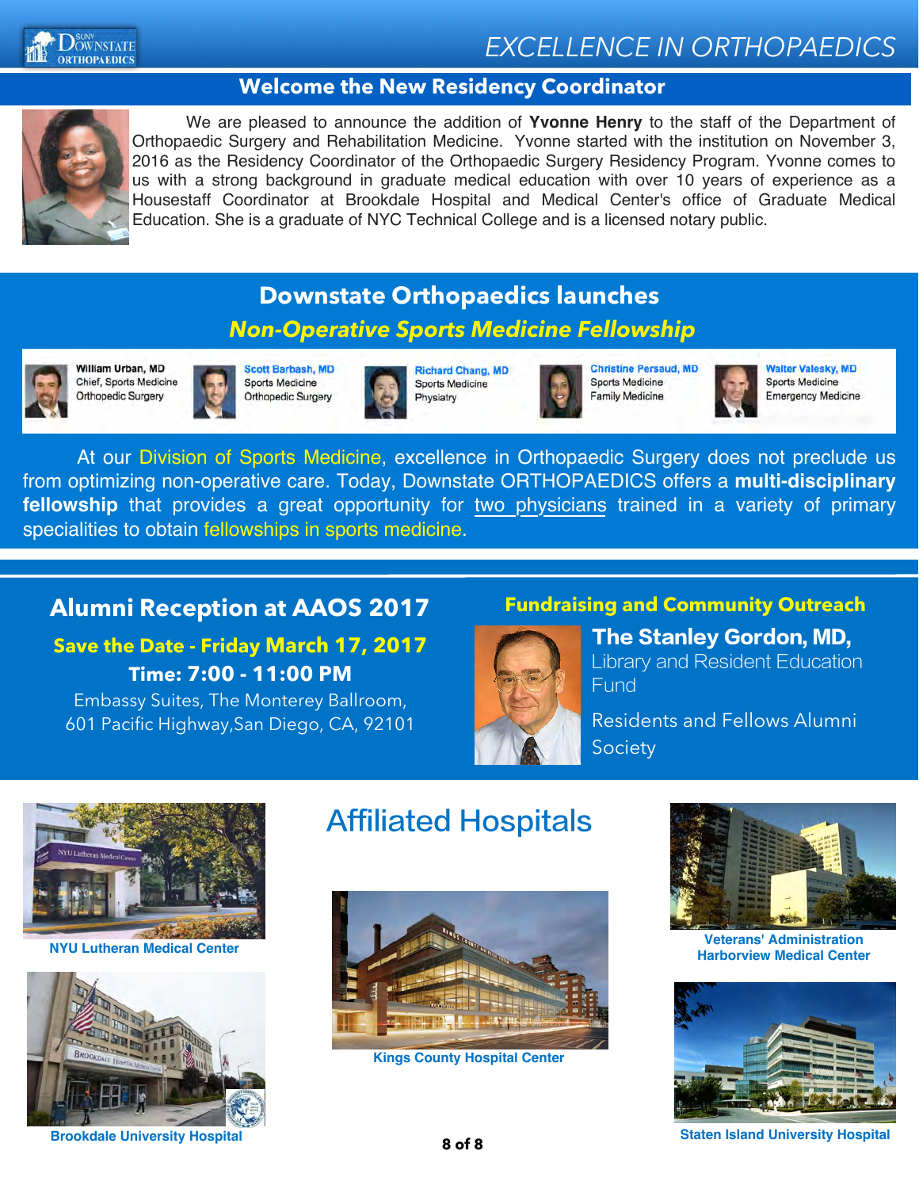# EXCELLENCE IN ORTHOPAEDICS

## Welcome the New Residency Coordinator

We are pleased to announce the addition of **Yvonne Henry** to the staff of the Department of Orthopaedic Surgery and Rehabilitation Medicine. Yvonne started with the institution on November 3, 2016 as the Residency Coordinator of the Orthopaedic Surgery Residency Program. Yvonne comes to us with a strong background in graduate medical education with over 10 years of experience as a Housestaff Coordinator at Brookdale Hospital and Medical Center's office of Graduate Medical Education. She is a graduate of NYC Technical College and is a licensed notary public.

## Downstate Orthopaedics launches

### *Non-Operative Sports Medicine Fellowship*

**William Urban, MD**
Chief, Sports Medicine
Orthopedic Surgery

**Scott Barbash, MD**
Sports Medicine
Orthopedic Surgery

**Richard Chang, MD**
Sports Medicine
Physiatry

**Christine Persaud, MD**
Sports Medicine
Family Medicine

**Walter Valesky, MD**
Sports Medicine
Emergency Medicine

At our Division of Sports Medicine, excellence in Orthopaedic Surgery does not preclude us from optimizing non-operative care. Today, Downstate ORTHOPAEDICS offers a **multi-disciplinary fellowship** that provides a great opportunity for two physicians trained in a variety of primary specialities to obtain fellowships in sports medicine.

## Alumni Reception at AAOS 2017

**Save the Date - Friday March 17, 2017**

**Time: 7:00 - 11:00 PM**

Embassy Suites, The Monterey Ballroom,
601 Pacific Highway,San Diego, CA, 92101

## Fundraising and Community Outreach

**The Stanley Gordon, MD,**
Library and Resident Education Fund

Residents and Fellows Alumni Society

## Affiliated Hospitals

NYU Lutheran Medical Center

Brookdale University Hospital

Kings County Hospital Center

Veterans' Administration Harborview Medical Center

Staten Island University Hospital